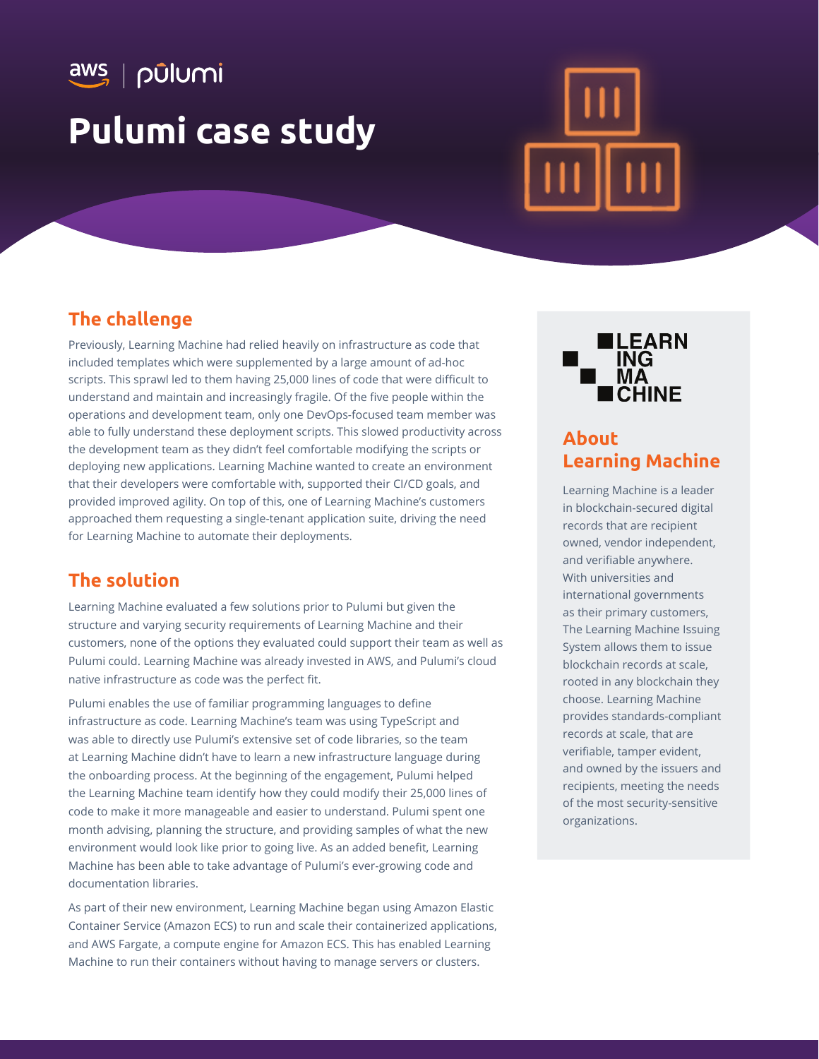aws | pulumi

# Pulumi case study

## The challenge

Previously, Learning Machine had relied heavily on infrastructure as code that included templates which were supplemented by a large amount of ad-hoc scripts. This sprawl led to them having 25,000 lines of code that were difficult to understand and maintain and increasingly fragile. Of the five people within the operations and development team, only one DevOps-focused team member was able to fully understand these deployment scripts. This slowed productivity across the development team as they didn't feel comfortable modifying the scripts or deploying new applications. Learning Machine wanted to create an environment that their developers were comfortable with, supported their CI/CD goals, and provided improved agility. On top of this, one of Learning Machine's customers approached them requesting a single-tenant application suite, driving the need for Learning Machine to automate their deployments.

## The solution

Learning Machine evaluated a few solutions prior to Pulumi but given the structure and varying security requirements of Learning Machine and their customers, none of the options they evaluated could support their team as well as Pulumi could. Learning Machine was already invested in AWS, and Pulumi's cloud native infrastructure as code was the perfect fit.

Pulumi enables the use of familiar programming languages to define infrastructure as code. Learning Machine's team was using TypeScript and was able to directly use Pulumi's extensive set of code libraries, so the team at Learning Machine didn't have to learn a new infrastructure language during the onboarding process. At the beginning of the engagement, Pulumi helped the Learning Machine team identify how they could modify their 25,000 lines of code to make it more manageable and easier to understand. Pulumi spent one month advising, planning the structure, and providing samples of what the new environment would look like prior to going live. As an added benefit, Learning Machine has been able to take advantage of Pulumi's ever-growing code and documentation libraries.

As part of their new environment, Learning Machine began using Amazon Elastic Container Service (Amazon ECS) to run and scale their containerized applications, and AWS Fargate, a compute engine for Amazon ECS. This has enabled Learning Machine to run their containers without having to manage servers or clusters.

LEARNING MACHINE

## About Learning Machine

Learning Machine is a leader in blockchain-secured digital records that are recipient owned, vendor independent, and verifiable anywhere. With universities and international governments as their primary customers, The Learning Machine Issuing System allows them to issue blockchain records at scale, rooted in any blockchain they choose. Learning Machine provides standards-compliant records at scale, that are verifiable, tamper evident, and owned by the issuers and recipients, meeting the needs of the most security-sensitive organizations.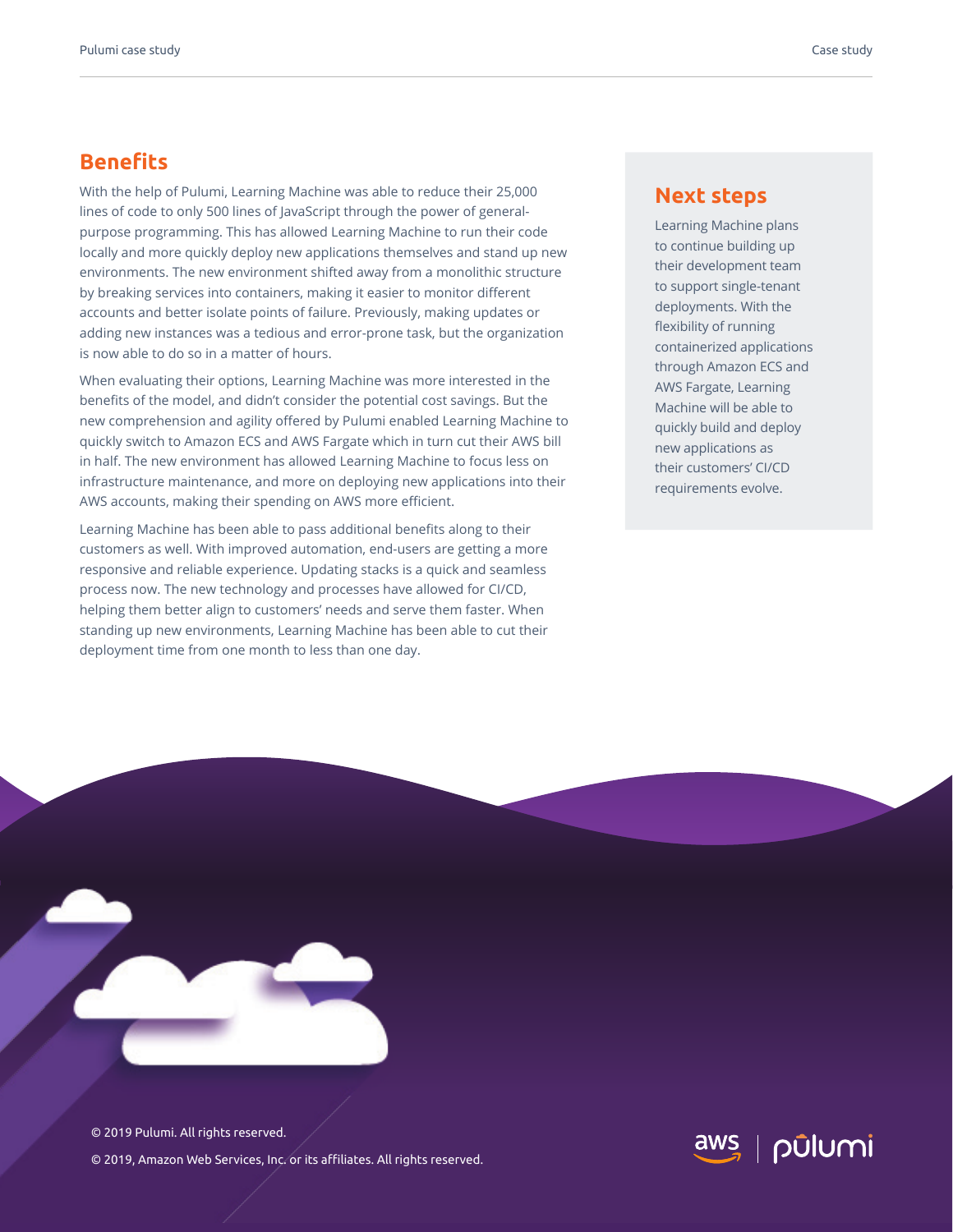## Benefits

With the help of Pulumi, Learning Machine was able to reduce their 25,000 lines of code to only 500 lines of JavaScript through the power of general-purpose programming. This has allowed Learning Machine to run their code locally and more quickly deploy new applications themselves and stand up new environments. The new environment shifted away from a monolithic structure by breaking services into containers, making it easier to monitor different accounts and better isolate points of failure. Previously, making updates or adding new instances was a tedious and error-prone task, but the organization is now able to do so in a matter of hours.

When evaluating their options, Learning Machine was more interested in the benefits of the model, and didn't consider the potential cost savings. But the new comprehension and agility offered by Pulumi enabled Learning Machine to quickly switch to Amazon ECS and AWS Fargate which in turn cut their AWS bill in half. The new environment has allowed Learning Machine to focus less on infrastructure maintenance, and more on deploying new applications into their AWS accounts, making their spending on AWS more efficient.

Learning Machine has been able to pass additional benefits along to their customers as well. With improved automation, end-users are getting a more responsive and reliable experience. Updating stacks is a quick and seamless process now. The new technology and processes have allowed for CI/CD, helping them better align to customers' needs and serve them faster. When standing up new environments, Learning Machine has been able to cut their deployment time from one month to less than one day.

## Next steps

Learning Machine plans to continue building up their development team to support single-tenant deployments. With the flexibility of running containerized applications through Amazon ECS and AWS Fargate, Learning Machine will be able to quickly build and deploy new applications as their customers' CI/CD requirements evolve.

© 2019 Pulumi. All rights reserved.

© 2019, Amazon Web Services, Inc. or its affiliates. All rights reserved.